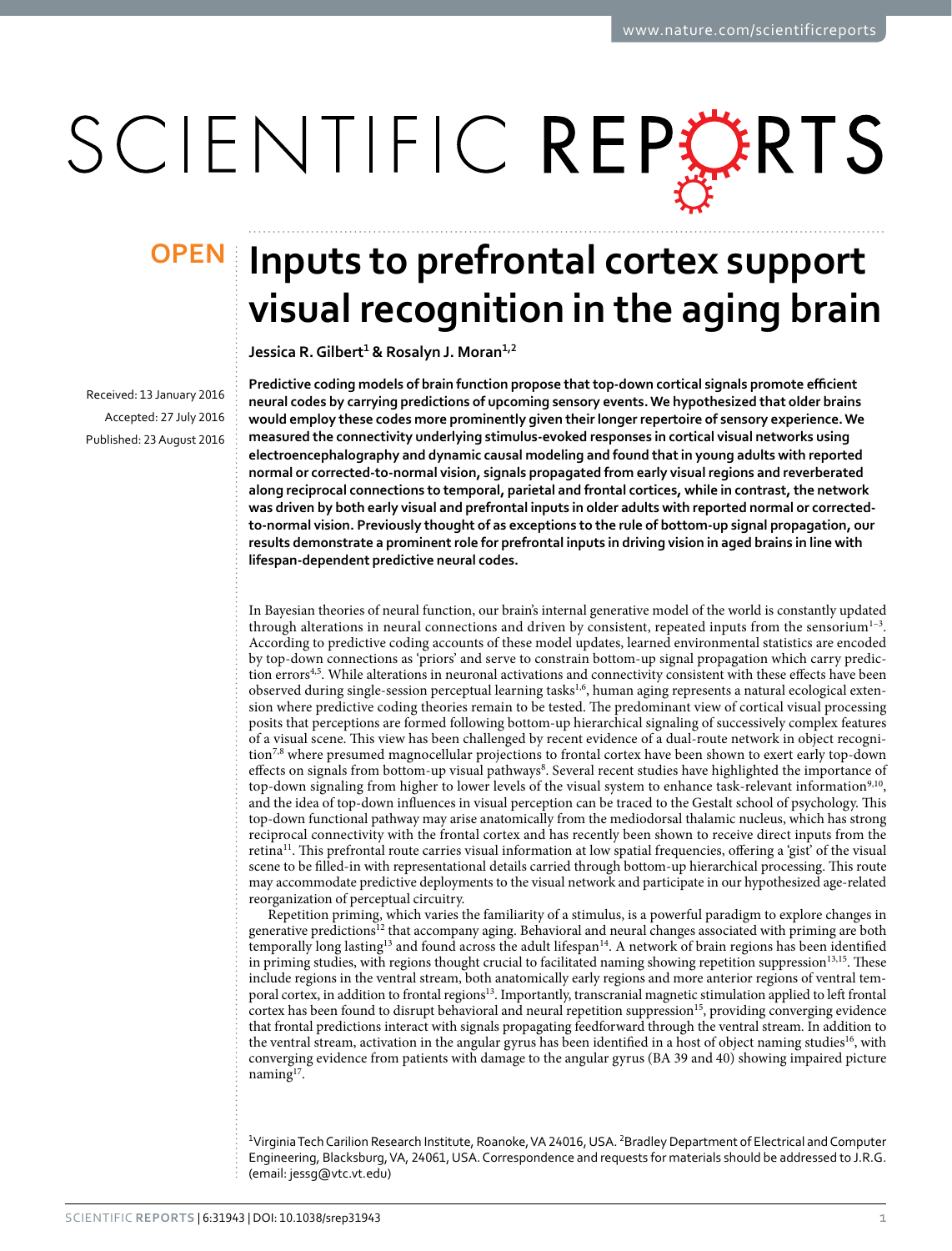OPEN

# Inputs to prefrontal cortex support visual recognition in the aging brain

**Jessica R. Gilbert[1] & Rosalyn J. Moran[1,2]**

Received: 13 January 2016
Accepted: 27 July 2016
Published: 23 August 2016

**Predictive coding models of brain function propose that top-down cortical signals promote efficient neural codes by carrying predictions of upcoming sensory events. We hypothesized that older brains would employ these codes more prominently given their longer repertoire of sensory experience. We measured the connectivity underlying stimulus-evoked responses in cortical visual networks using electroencephalography and dynamic causal modeling and found that in young adults with reported normal or corrected-to-normal vision, signals propagated from early visual regions and reverberated along reciprocal connections to temporal, parietal and frontal cortices, while in contrast, the network was driven by both early visual and prefrontal inputs in older adults with reported normal or corrected-to-normal vision. Previously thought of as exceptions to the rule of bottom-up signal propagation, our results demonstrate a prominent role for prefrontal inputs in driving vision in aged brains in line with lifespan-dependent predictive neural codes.**

In Bayesian theories of neural function, our brain's internal generative model of the world is constantly updated through alterations in neural connections and driven by consistent, repeated inputs from the sensorium[1–3]. According to predictive coding accounts of these model updates, learned environmental statistics are encoded by top-down connections as 'priors' and serve to constrain bottom-up signal propagation which carry prediction errors[4,5]. While alterations in neuronal activations and connectivity consistent with these effects have been observed during single-session perceptual learning tasks[1,6], human aging represents a natural ecological extension where predictive coding theories remain to be tested. The predominant view of cortical visual processing posits that perceptions are formed following bottom-up hierarchical signaling of successively complex features of a visual scene. This view has been challenged by recent evidence of a dual-route network in object recognition[7,8] where presumed magnocellular projections to frontal cortex have been shown to exert early top-down effects on signals from bottom-up visual pathways[8]. Several recent studies have highlighted the importance of top-down signaling from higher to lower levels of the visual system to enhance task-relevant information[9,10], and the idea of top-down influences in visual perception can be traced to the Gestalt school of psychology. This top-down functional pathway may arise anatomically from the mediodorsal thalamic nucleus, which has strong reciprocal connectivity with the frontal cortex and has recently been shown to receive direct inputs from the retina[11]. This prefrontal route carries visual information at low spatial frequencies, offering a 'gist' of the visual scene to be filled-in with representational details carried through bottom-up hierarchical processing. This route may accommodate predictive deployments to the visual network and participate in our hypothesized age-related reorganization of perceptual circuitry.

Repetition priming, which varies the familiarity of a stimulus, is a powerful paradigm to explore changes in generative predictions[12] that accompany aging. Behavioral and neural changes associated with priming are both temporally long lasting[13] and found across the adult lifespan[14]. A network of brain regions has been identified in priming studies, with regions thought crucial to facilitated naming showing repetition suppression[13,15]. These include regions in the ventral stream, both anatomically early regions and more anterior regions of ventral temporal cortex, in addition to frontal regions[13]. Importantly, transcranial magnetic stimulation applied to left frontal cortex has been found to disrupt behavioral and neural repetition suppression[15], providing converging evidence that frontal predictions interact with signals propagating feedforward through the ventral stream. In addition to the ventral stream, activation in the angular gyrus has been identified in a host of object naming studies[16], with converging evidence from patients with damage to the angular gyrus (BA 39 and 40) showing impaired picture naming[17].

[1]Virginia Tech Carilion Research Institute, Roanoke, VA 24016, USA. [2]Bradley Department of Electrical and Computer Engineering, Blacksburg, VA, 24061, USA. Correspondence and requests for materials should be addressed to J.R.G. (email: jessg@vtc.vt.edu)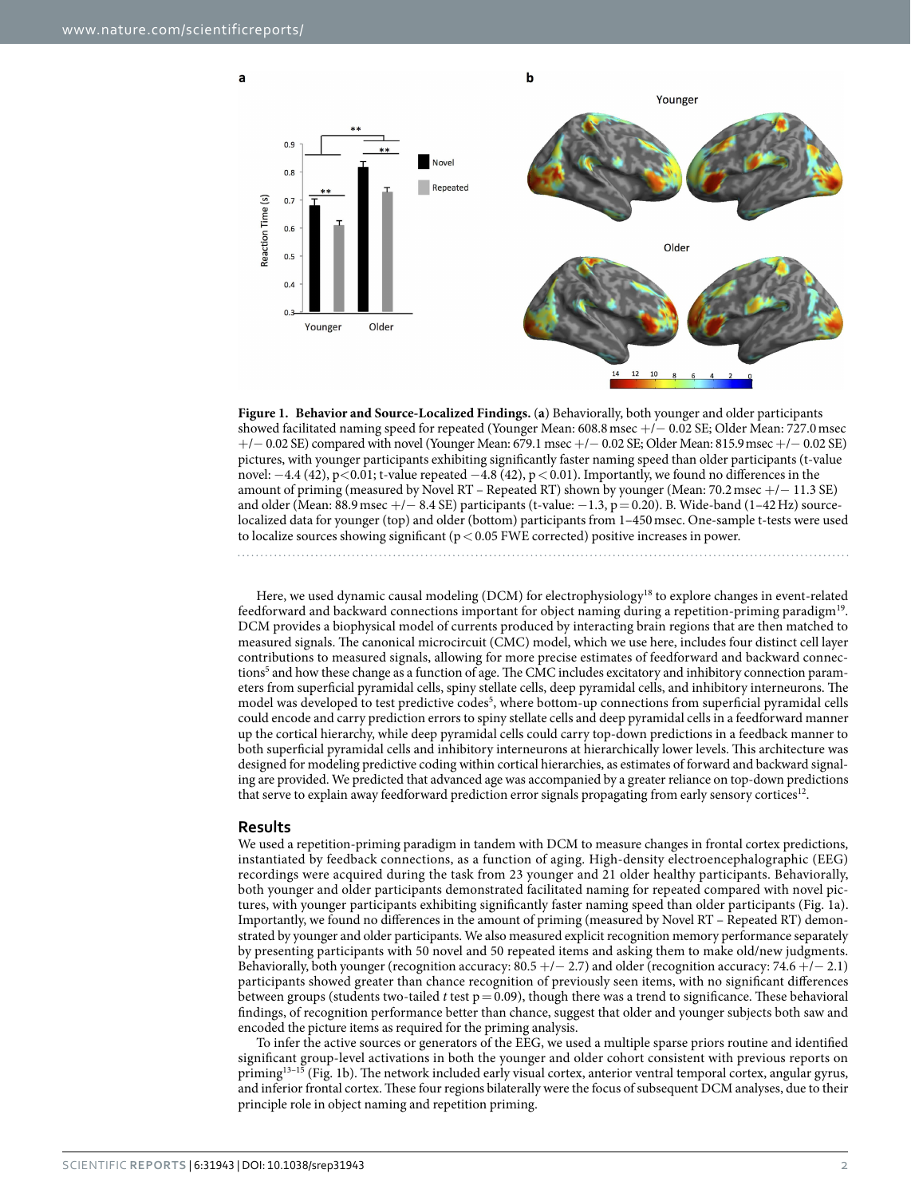**Figure 1. Behavior and Source-Localized Findings.** (**a**) Behaviorally, both younger and older participants showed facilitated naming speed for repeated (Younger Mean: 608.8 msec +/− 0.02 SE; Older Mean: 727.0 msec +/− 0.02 SE) compared with novel (Younger Mean: 679.1 msec +/− 0.02 SE; Older Mean: 815.9 msec +/− 0.02 SE) pictures, with younger participants exhibiting significantly faster naming speed than older participants (t-value novel: −4.4 (42), $p<0.01$; t-value repeated −4.8 (42), $p<0.01$). Importantly, we found no differences in the amount of priming (measured by Novel RT – Repeated RT) shown by younger (Mean: 70.2 msec +/− 11.3 SE) and older (Mean: 88.9 msec +/− 8.4 SE) participants (t-value: −1.3, $p=0.20$). B. Wide-band (1–42 Hz) source-localized data for younger (top) and older (bottom) participants from 1–450 msec. One-sample t-tests were used to localize sources showing significant ($p<0.05$ FWE corrected) positive increases in power.

Here, we used dynamic causal modeling (DCM) for electrophysiology[18] to explore changes in event-related feedforward and backward connections important for object naming during a repetition-priming paradigm[19]. DCM provides a biophysical model of currents produced by interacting brain regions that are then matched to measured signals. The canonical microcircuit (CMC) model, which we use here, includes four distinct cell layer contributions to measured signals, allowing for more precise estimates of feedforward and backward connections[5] and how these change as a function of age. The CMC includes excitatory and inhibitory connection parameters from superficial pyramidal cells, spiny stellate cells, deep pyramidal cells, and inhibitory interneurons. The model was developed to test predictive codes[5], where bottom-up connections from superficial pyramidal cells could encode and carry prediction errors to spiny stellate cells and deep pyramidal cells in a feedforward manner up the cortical hierarchy, while deep pyramidal cells could carry top-down predictions in a feedback manner to both superficial pyramidal cells and inhibitory interneurons at hierarchically lower levels. This architecture was designed for modeling predictive coding within cortical hierarchies, as estimates of forward and backward signaling are provided. We predicted that advanced age was accompanied by a greater reliance on top-down predictions that serve to explain away feedforward prediction error signals propagating from early sensory cortices[12].

## Results

We used a repetition-priming paradigm in tandem with DCM to measure changes in frontal cortex predictions, instantiated by feedback connections, as a function of aging. High-density electroencephalographic (EEG) recordings were acquired during the task from 23 younger and 21 older healthy participants. Behaviorally, both younger and older participants demonstrated facilitated naming for repeated compared with novel pictures, with younger participants exhibiting significantly faster naming speed than older participants (Fig. 1a). Importantly, we found no differences in the amount of priming (measured by Novel RT – Repeated RT) demonstrated by younger and older participants. We also measured explicit recognition memory performance separately by presenting participants with 50 novel and 50 repeated items and asking them to make old/new judgments. Behaviorally, both younger (recognition accuracy: 80.5 +/− 2.7) and older (recognition accuracy: 74.6 +/− 2.1) participants showed greater than chance recognition of previously seen items, with no significant differences between groups (students two-tailed *t* test $p=0.09$), though there was a trend to significance. These behavioral findings, of recognition performance better than chance, suggest that older and younger subjects both saw and encoded the picture items as required for the priming analysis.

To infer the active sources or generators of the EEG, we used a multiple sparse priors routine and identified significant group-level activations in both the younger and older cohort consistent with previous reports on priming[13–15] (Fig. 1b). The network included early visual cortex, anterior ventral temporal cortex, angular gyrus, and inferior frontal cortex. These four regions bilaterally were the focus of subsequent DCM analyses, due to their principle role in object naming and repetition priming.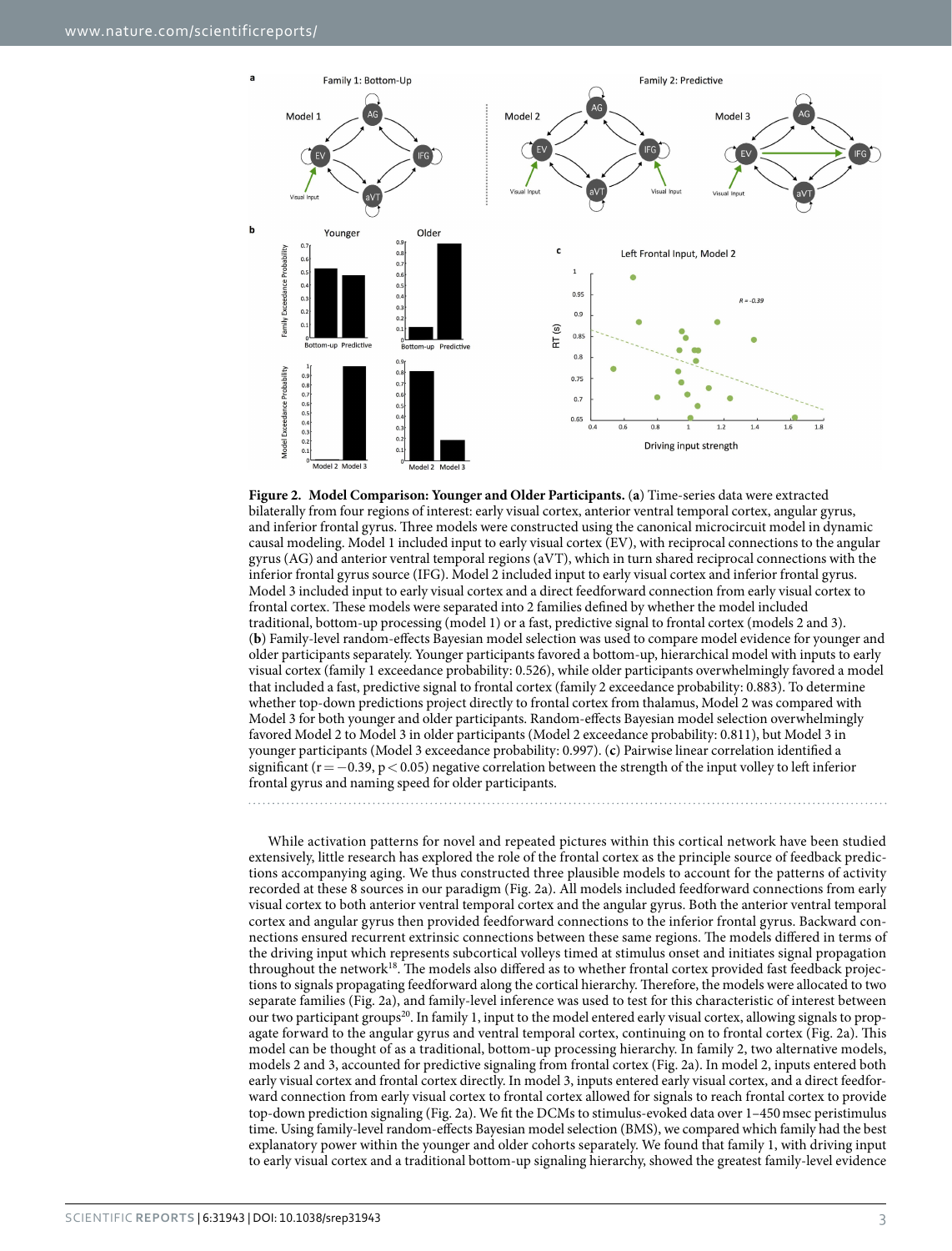**Figure 2. Model Comparison: Younger and Older Participants.** (**a**) Time-series data were extracted bilaterally from four regions of interest: early visual cortex, anterior ventral temporal cortex, angular gyrus, and inferior frontal gyrus. Three models were constructed using the canonical microcircuit model in dynamic causal modeling. Model 1 included input to early visual cortex (EV), with reciprocal connections to the angular gyrus (AG) and anterior ventral temporal regions (aVT), which in turn shared reciprocal connections with the inferior frontal gyrus source (IFG). Model 2 included input to early visual cortex and inferior frontal gyrus. Model 3 included input to early visual cortex and a direct feedforward connection from early visual cortex to frontal cortex. These models were separated into 2 families defined by whether the model included traditional, bottom-up processing (model 1) or a fast, predictive signal to frontal cortex (models 2 and 3). (**b**) Family-level random-effects Bayesian model selection was used to compare model evidence for younger and older participants separately. Younger participants favored a bottom-up, hierarchical model with inputs to early visual cortex (family 1 exceedance probability: 0.526), while older participants overwhelmingly favored a model that included a fast, predictive signal to frontal cortex (family 2 exceedance probability: 0.883). To determine whether top-down predictions project directly to frontal cortex from thalamus, Model 2 was compared with Model 3 for both younger and older participants. Random-effects Bayesian model selection overwhelmingly favored Model 2 to Model 3 in older participants (Model 2 exceedance probability: 0.811), but Model 3 in younger participants (Model 3 exceedance probability: 0.997). (**c**) Pairwise linear correlation identified a significant ($r = -0.39$, $p < 0.05$) negative correlation between the strength of the input volley to left inferior frontal gyrus and naming speed for older participants.

While activation patterns for novel and repeated pictures within this cortical network have been studied extensively, little research has explored the role of the frontal cortex as the principle source of feedback predictions accompanying aging. We thus constructed three plausible models to account for the patterns of activity recorded at these 8 sources in our paradigm (Fig. 2a). All models included feedforward connections from early visual cortex to both anterior ventral temporal cortex and the angular gyrus. Both the anterior ventral temporal cortex and angular gyrus then provided feedforward connections to the inferior frontal gyrus. Backward connections ensured recurrent extrinsic connections between these same regions. The models differed in terms of the driving input which represents subcortical volleys timed at stimulus onset and initiates signal propagation throughout the network[18]. The models also differed as to whether frontal cortex provided fast feedback projections to signals propagating feedforward along the cortical hierarchy. Therefore, the models were allocated to two separate families (Fig. 2a), and family-level inference was used to test for this characteristic of interest between our two participant groups[20]. In family 1, input to the model entered early visual cortex, allowing signals to propagate forward to the angular gyrus and ventral temporal cortex, continuing on to frontal cortex (Fig. 2a). This model can be thought of as a traditional, bottom-up processing hierarchy. In family 2, two alternative models, models 2 and 3, accounted for predictive signaling from frontal cortex (Fig. 2a). In model 2, inputs entered both early visual cortex and frontal cortex directly. In model 3, inputs entered early visual cortex, and a direct feedforward connection from early visual cortex to frontal cortex allowed for signals to reach frontal cortex to provide top-down prediction signaling (Fig. 2a). We fit the DCMs to stimulus-evoked data over 1–450 msec peristimulus time. Using family-level random-effects Bayesian model selection (BMS), we compared which family had the best explanatory power within the younger and older cohorts separately. We found that family 1, with driving input to early visual cortex and a traditional bottom-up signaling hierarchy, showed the greatest family-level evidence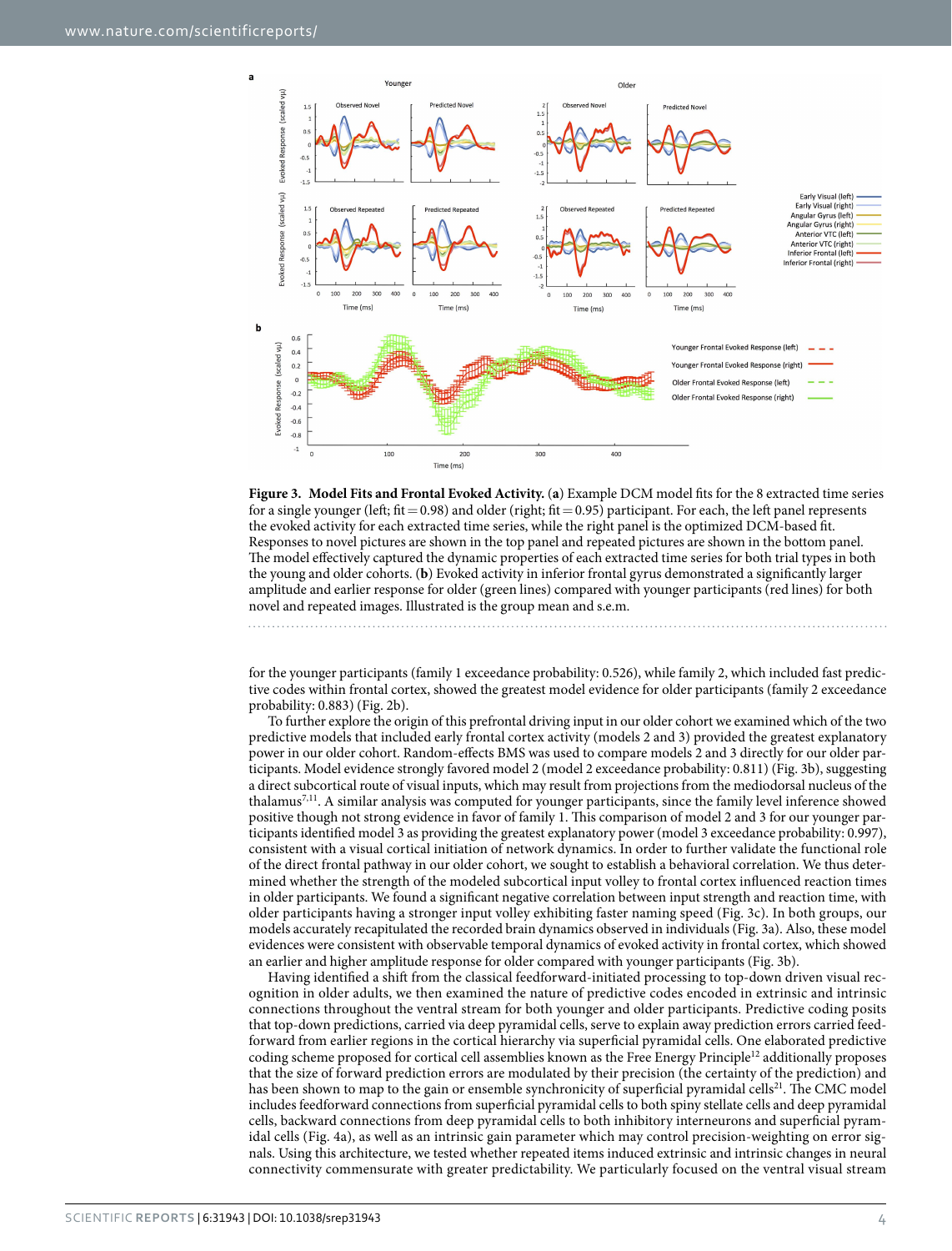**Figure 3. Model Fits and Frontal Evoked Activity.** (**a**) Example DCM model fits for the 8 extracted time series for a single younger (left; fit = 0.98) and older (right; fit = 0.95) participant. For each, the left panel represents the evoked activity for each extracted time series, while the right panel is the optimized DCM-based fit. Responses to novel pictures are shown in the top panel and repeated pictures are shown in the bottom panel. The model effectively captured the dynamic properties of each extracted time series for both trial types in both the young and older cohorts. (**b**) Evoked activity in inferior frontal gyrus demonstrated a significantly larger amplitude and earlier response for older (green lines) compared with younger participants (red lines) for both novel and repeated images. Illustrated is the group mean and s.e.m.

for the younger participants (family 1 exceedance probability: 0.526), while family 2, which included fast predictive codes within frontal cortex, showed the greatest model evidence for older participants (family 2 exceedance probability: 0.883) (Fig. 2b).

To further explore the origin of this prefrontal driving input in our older cohort we examined which of the two predictive models that included early frontal cortex activity (models 2 and 3) provided the greatest explanatory power in our older cohort. Random-effects BMS was used to compare models 2 and 3 directly for our older participants. Model evidence strongly favored model 2 (model 2 exceedance probability: 0.811) (Fig. 3b), suggesting a direct subcortical route of visual inputs, which may result from projections from the mediodorsal nucleus of the thalamus[7,11]. A similar analysis was computed for younger participants, since the family level inference showed positive though not strong evidence in favor of family 1. This comparison of model 2 and 3 for our younger participants identified model 3 as providing the greatest explanatory power (model 3 exceedance probability: 0.997), consistent with a visual cortical initiation of network dynamics. In order to further validate the functional role of the direct frontal pathway in our older cohort, we sought to establish a behavioral correlation. We thus determined whether the strength of the modeled subcortical input volley to frontal cortex influenced reaction times in older participants. We found a significant negative correlation between input strength and reaction time, with older participants having a stronger input volley exhibiting faster naming speed (Fig. 3c). In both groups, our models accurately recapitulated the recorded brain dynamics observed in individuals (Fig. 3a). Also, these model evidences were consistent with observable temporal dynamics of evoked activity in frontal cortex, which showed an earlier and higher amplitude response for older compared with younger participants (Fig. 3b).

Having identified a shift from the classical feedforward-initiated processing to top-down driven visual recognition in older adults, we then examined the nature of predictive codes encoded in extrinsic and intrinsic connections throughout the ventral stream for both younger and older participants. Predictive coding posits that top-down predictions, carried via deep pyramidal cells, serve to explain away prediction errors carried feedforward from earlier regions in the cortical hierarchy via superficial pyramidal cells. One elaborated predictive coding scheme proposed for cortical cell assemblies known as the Free Energy Principle[12] additionally proposes that the size of forward prediction errors are modulated by their precision (the certainty of the prediction) and has been shown to map to the gain or ensemble synchronicity of superficial pyramidal cells[21]. The CMC model includes feedforward connections from superficial pyramidal cells to both spiny stellate cells and deep pyramidal cells, backward connections from deep pyramidal cells to both inhibitory interneurons and superficial pyramidal cells (Fig. 4a), as well as an intrinsic gain parameter which may control precision-weighting on error signals. Using this architecture, we tested whether repeated items induced extrinsic and intrinsic changes in neural connectivity commensurate with greater predictability. We particularly focused on the ventral visual stream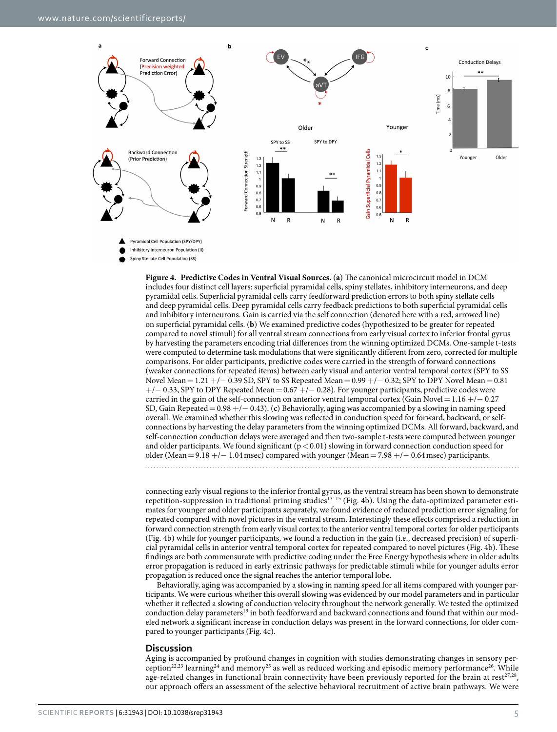**Figure 4. Predictive Codes in Ventral Visual Sources.** (**a**) The canonical microcircuit model in DCM includes four distinct cell layers: superficial pyramidal cells, spiny stellates, inhibitory interneurons, and deep pyramidal cells. Superficial pyramidal cells carry feedforward prediction errors to both spiny stellate cells and deep pyramidal cells. Deep pyramidal cells carry feedback predictions to both superficial pyramidal cells and inhibitory interneurons. Gain is carried via the self connection (denoted here with a red, arrowed line) on superficial pyramidal cells. (**b**) We examined predictive codes (hypothesized to be greater for repeated compared to novel stimuli) for all ventral stream connections from early visual cortex to inferior frontal gyrus by harvesting the parameters encoding trial differences from the winning optimized DCMs. One-sample t-tests were computed to determine task modulations that were significantly different from zero, corrected for multiple comparisons. For older participants, predictive codes were carried in the strength of forward connections (weaker connections for repeated items) between early visual and anterior ventral temporal cortex (SPY to SS Novel Mean = 1.21 +/− 0.39 SD, SPY to SS Repeated Mean = 0.99 +/− 0.32; SPY to DPY Novel Mean = 0.81 +/− 0.33, SPY to DPY Repeated Mean = 0.67 +/− 0.28). For younger participants, predictive codes were carried in the gain of the self-connection on anterior ventral temporal cortex (Gain Novel = 1.16 +/− 0.27 SD, Gain Repeated = 0.98 +/− 0.43). (**c**) Behaviorally, aging was accompanied by a slowing in naming speed overall. We examined whether this slowing was reflected in conduction speed for forward, backward, or self-connections by harvesting the delay parameters from the winning optimized DCMs. All forward, backward, and self-connection conduction delays were averaged and then two-sample t-tests were computed between younger and older participants. We found significant ($p < 0.01$) slowing in forward connection conduction speed for older (Mean = 9.18 +/− 1.04 msec) compared with younger (Mean = 7.98 +/− 0.64 msec) participants.

connecting early visual regions to the inferior frontal gyrus, as the ventral stream has been shown to demonstrate repetition-suppression in traditional priming studies[13–15] (Fig. 4b). Using the data-optimized parameter estimates for younger and older participants separately, we found evidence of reduced prediction error signaling for repeated compared with novel pictures in the ventral stream. Interestingly these effects comprised a reduction in forward connection strength from early visual cortex to the anterior ventral temporal cortex for older participants (Fig. 4b) while for younger participants, we found a reduction in the gain (i.e., decreased precision) of superficial pyramidal cells in anterior ventral temporal cortex for repeated compared to novel pictures (Fig. 4b). These findings are both commensurate with predictive coding under the Free Energy hypothesis where in older adults error propagation is reduced in early extrinsic pathways for predictable stimuli while for younger adults error propagation is reduced once the signal reaches the anterior temporal lobe.

Behaviorally, aging was accompanied by a slowing in naming speed for all items compared with younger participants. We were curious whether this overall slowing was evidenced by our model parameters and in particular whether it reflected a slowing of conduction velocity throughout the network generally. We tested the optimized conduction delay parameters[19] in both feedforward and backward connections and found that within our modeled network a significant increase in conduction delays was present in the forward connections, for older compared to younger participants (Fig. 4c).

## Discussion

Aging is accompanied by profound changes in cognition with studies demonstrating changes in sensory perception[22,23] learning[24] and memory[25] as well as reduced working and episodic memory performance[26]. While age-related changes in functional brain connectivity have been previously reported for the brain at rest[27,28], our approach offers an assessment of the selective behavioral recruitment of active brain pathways. We were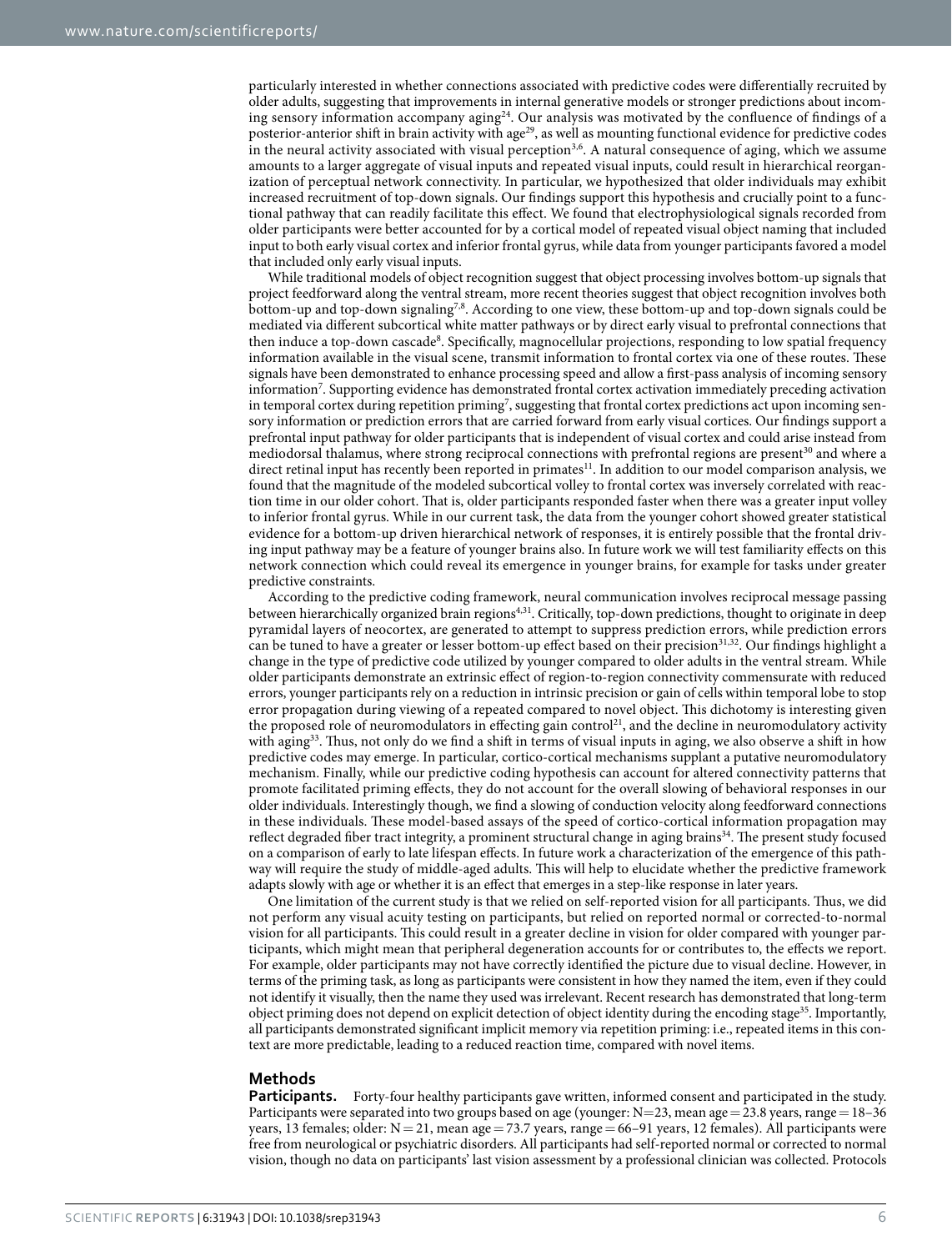particularly interested in whether connections associated with predictive codes were differentially recruited by older adults, suggesting that improvements in internal generative models or stronger predictions about incoming sensory information accompany aging[24]. Our analysis was motivated by the confluence of findings of a posterior-anterior shift in brain activity with age[29], as well as mounting functional evidence for predictive codes in the neural activity associated with visual perception[3,6]. A natural consequence of aging, which we assume amounts to a larger aggregate of visual inputs and repeated visual inputs, could result in hierarchical reorganization of perceptual network connectivity. In particular, we hypothesized that older individuals may exhibit increased recruitment of top-down signals. Our findings support this hypothesis and crucially point to a functional pathway that can readily facilitate this effect. We found that electrophysiological signals recorded from older participants were better accounted for by a cortical model of repeated visual object naming that included input to both early visual cortex and inferior frontal gyrus, while data from younger participants favored a model that included only early visual inputs.

While traditional models of object recognition suggest that object processing involves bottom-up signals that project feedforward along the ventral stream, more recent theories suggest that object recognition involves both bottom-up and top-down signaling[7,8]. According to one view, these bottom-up and top-down signals could be mediated via different subcortical white matter pathways or by direct early visual to prefrontal connections that then induce a top-down cascade[8]. Specifically, magnocellular projections, responding to low spatial frequency information available in the visual scene, transmit information to frontal cortex via one of these routes. These signals have been demonstrated to enhance processing speed and allow a first-pass analysis of incoming sensory information[7]. Supporting evidence has demonstrated frontal cortex activation immediately preceding activation in temporal cortex during repetition priming[7], suggesting that frontal cortex predictions act upon incoming sensory information or prediction errors that are carried forward from early visual cortices. Our findings support a prefrontal input pathway for older participants that is independent of visual cortex and could arise instead from mediodorsal thalamus, where strong reciprocal connections with prefrontal regions are present[30] and where a direct retinal input has recently been reported in primates[11]. In addition to our model comparison analysis, we found that the magnitude of the modeled subcortical volley to frontal cortex was inversely correlated with reaction time in our older cohort. That is, older participants responded faster when there was a greater input volley to inferior frontal gyrus. While in our current task, the data from the younger cohort showed greater statistical evidence for a bottom-up driven hierarchical network of responses, it is entirely possible that the frontal driving input pathway may be a feature of younger brains also. In future work we will test familiarity effects on this network connection which could reveal its emergence in younger brains, for example for tasks under greater predictive constraints.

According to the predictive coding framework, neural communication involves reciprocal message passing between hierarchically organized brain regions[4,31]. Critically, top-down predictions, thought to originate in deep pyramidal layers of neocortex, are generated to attempt to suppress prediction errors, while prediction errors can be tuned to have a greater or lesser bottom-up effect based on their precision[31,32]. Our findings highlight a change in the type of predictive code utilized by younger compared to older adults in the ventral stream. While older participants demonstrate an extrinsic effect of region-to-region connectivity commensurate with reduced errors, younger participants rely on a reduction in intrinsic precision or gain of cells within temporal lobe to stop error propagation during viewing of a repeated compared to novel object. This dichotomy is interesting given the proposed role of neuromodulators in effecting gain control[21], and the decline in neuromodulatory activity with aging[33]. Thus, not only do we find a shift in terms of visual inputs in aging, we also observe a shift in how predictive codes may emerge. In particular, cortico-cortical mechanisms supplant a putative neuromodulatory mechanism. Finally, while our predictive coding hypothesis can account for altered connectivity patterns that promote facilitated priming effects, they do not account for the overall slowing of behavioral responses in our older individuals. Interestingly though, we find a slowing of conduction velocity along feedforward connections in these individuals. These model-based assays of the speed of cortico-cortical information propagation may reflect degraded fiber tract integrity, a prominent structural change in aging brains[34]. The present study focused on a comparison of early to late lifespan effects. In future work a characterization of the emergence of this pathway will require the study of middle-aged adults. This will help to elucidate whether the predictive framework adapts slowly with age or whether it is an effect that emerges in a step-like response in later years.

One limitation of the current study is that we relied on self-reported vision for all participants. Thus, we did not perform any visual acuity testing on participants, but relied on reported normal or corrected-to-normal vision for all participants. This could result in a greater decline in vision for older compared with younger participants, which might mean that peripheral degeneration accounts for or contributes to, the effects we report. For example, older participants may not have correctly identified the picture due to visual decline. However, in terms of the priming task, as long as participants were consistent in how they named the item, even if they could not identify it visually, then the name they used was irrelevant. Recent research has demonstrated that long-term object priming does not depend on explicit detection of object identity during the encoding stage[35]. Importantly, all participants demonstrated significant implicit memory via repetition priming: i.e., repeated items in this context are more predictable, leading to a reduced reaction time, compared with novel items.

## Methods

**Participants.** Forty-four healthy participants gave written, informed consent and participated in the study. Participants were separated into two groups based on age (younger: N = 23, mean age = 23.8 years, range = 18–36 years, 13 females; older: N = 21, mean age = 73.7 years, range = 66–91 years, 12 females). All participants were free from neurological or psychiatric disorders. All participants had self-reported normal or corrected to normal vision, though no data on participants' last vision assessment by a professional clinician was collected. Protocols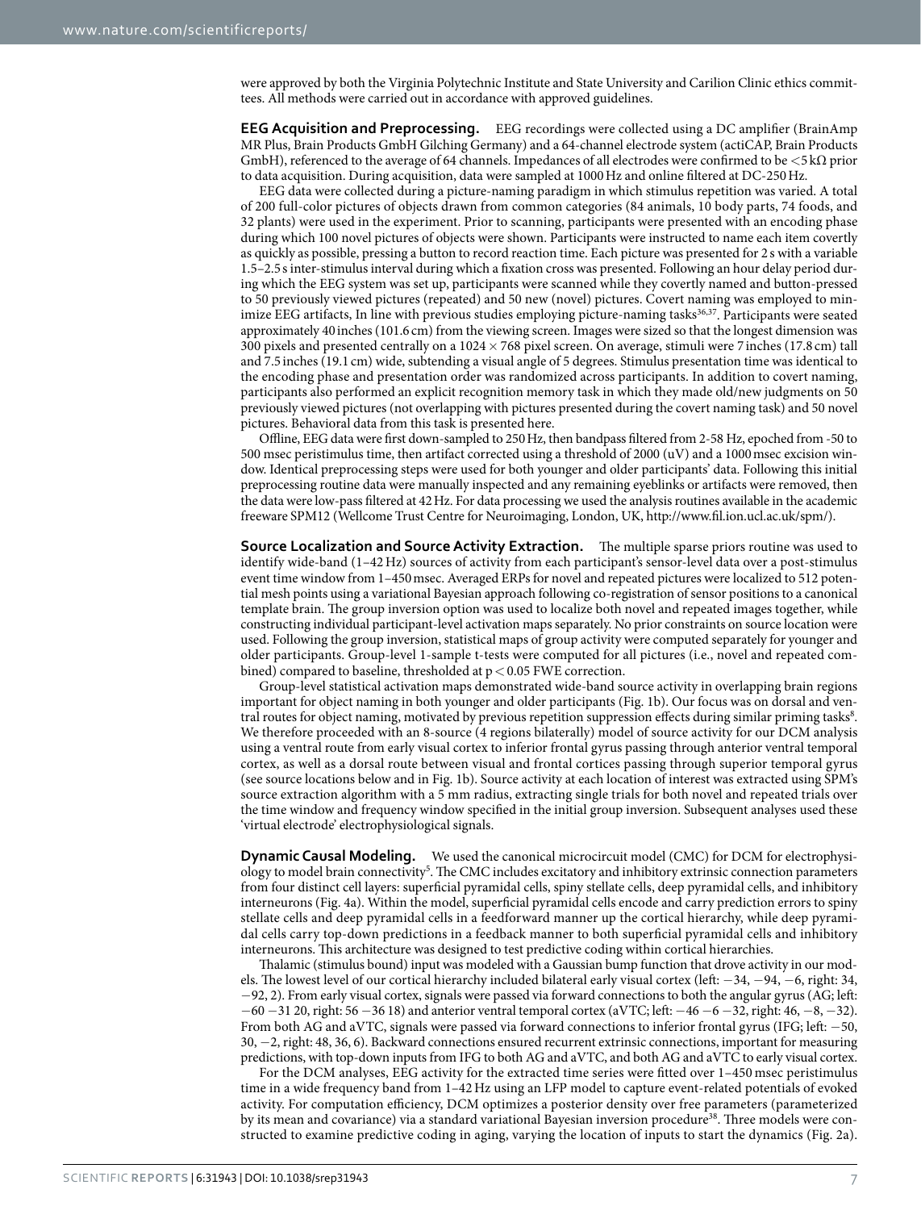were approved by both the Virginia Polytechnic Institute and State University and Carilion Clinic ethics committees. All methods were carried out in accordance with approved guidelines.

**EEG Acquisition and Preprocessing.** EEG recordings were collected using a DC amplifier (BrainAmp MR Plus, Brain Products GmbH Gilching Germany) and a 64-channel electrode system (actiCAP, Brain Products GmbH), referenced to the average of 64 channels. Impedances of all electrodes were confirmed to be $<5\,k\Omega$ prior to data acquisition. During acquisition, data were sampled at 1000 Hz and online filtered at DC-250 Hz.

EEG data were collected during a picture-naming paradigm in which stimulus repetition was varied. A total of 200 full-color pictures of objects drawn from common categories (84 animals, 10 body parts, 74 foods, and 32 plants) were used in the experiment. Prior to scanning, participants were presented with an encoding phase during which 100 novel pictures of objects were shown. Participants were instructed to name each item covertly as quickly as possible, pressing a button to record reaction time. Each picture was presented for 2 s with a variable 1.5–2.5 s inter-stimulus interval during which a fixation cross was presented. Following an hour delay period during which the EEG system was set up, participants were scanned while they covertly named and button-pressed to 50 previously viewed pictures (repeated) and 50 new (novel) pictures. Covert naming was employed to minimize EEG artifacts, In line with previous studies employing picture-naming tasks[36,37]. Participants were seated approximately 40 inches (101.6 cm) from the viewing screen. Images were sized so that the longest dimension was 300 pixels and presented centrally on a $1024 \times 768$ pixel screen. On average, stimuli were 7 inches (17.8 cm) tall and 7.5 inches (19.1 cm) wide, subtending a visual angle of 5 degrees. Stimulus presentation time was identical to the encoding phase and presentation order was randomized across participants. In addition to covert naming, participants also performed an explicit recognition memory task in which they made old/new judgments on 50 previously viewed pictures (not overlapping with pictures presented during the covert naming task) and 50 novel pictures. Behavioral data from this task is presented here.

Offline, EEG data were first down-sampled to 250 Hz, then bandpass filtered from 2-58 Hz, epoched from -50 to 500 msec peristimulus time, then artifact corrected using a threshold of 2000 (uV) and a 1000 msec excision window. Identical preprocessing steps were used for both younger and older participants' data. Following this initial preprocessing routine data were manually inspected and any remaining eyeblinks or artifacts were removed, then the data were low-pass filtered at 42 Hz. For data processing we used the analysis routines available in the academic freeware SPM12 (Wellcome Trust Centre for Neuroimaging, London, UK, http://www.fil.ion.ucl.ac.uk/spm/).

**Source Localization and Source Activity Extraction.** The multiple sparse priors routine was used to identify wide-band (1–42 Hz) sources of activity from each participant's sensor-level data over a post-stimulus event time window from 1–450 msec. Averaged ERPs for novel and repeated pictures were localized to 512 potential mesh points using a variational Bayesian approach following co-registration of sensor positions to a canonical template brain. The group inversion option was used to localize both novel and repeated images together, while constructing individual participant-level activation maps separately. No prior constraints on source location were used. Following the group inversion, statistical maps of group activity were computed separately for younger and older participants. Group-level 1-sample t-tests were computed for all pictures (i.e., novel and repeated combined) compared to baseline, thresholded at $p < 0.05$ FWE correction.

Group-level statistical activation maps demonstrated wide-band source activity in overlapping brain regions important for object naming in both younger and older participants (Fig. 1b). Our focus was on dorsal and ventral routes for object naming, motivated by previous repetition suppression effects during similar priming tasks[8]. We therefore proceeded with an 8-source (4 regions bilaterally) model of source activity for our DCM analysis using a ventral route from early visual cortex to inferior frontal gyrus passing through anterior ventral temporal cortex, as well as a dorsal route between visual and frontal cortices passing through superior temporal gyrus (see source locations below and in Fig. 1b). Source activity at each location of interest was extracted using SPM's source extraction algorithm with a 5 mm radius, extracting single trials for both novel and repeated trials over the time window and frequency window specified in the initial group inversion. Subsequent analyses used these 'virtual electrode' electrophysiological signals.

**Dynamic Causal Modeling.** We used the canonical microcircuit model (CMC) for DCM for electrophysiology to model brain connectivity[5]. The CMC includes excitatory and inhibitory extrinsic connection parameters from four distinct cell layers: superficial pyramidal cells, spiny stellate cells, deep pyramidal cells, and inhibitory interneurons (Fig. 4a). Within the model, superficial pyramidal cells encode and carry prediction errors to spiny stellate cells and deep pyramidal cells in a feedforward manner up the cortical hierarchy, while deep pyramidal cells carry top-down predictions in a feedback manner to both superficial pyramidal cells and inhibitory interneurons. This architecture was designed to test predictive coding within cortical hierarchies.

Thalamic (stimulus bound) input was modeled with a Gaussian bump function that drove activity in our models. The lowest level of our cortical hierarchy included bilateral early visual cortex (left: −34, −94, −6, right: 34, −92, 2). From early visual cortex, signals were passed via forward connections to both the angular gyrus (AG; left: −60 −31 20, right: 56 −36 18) and anterior ventral temporal cortex (aVTC; left: −46 −6 −32, right: 46, −8, −32). From both AG and aVTC, signals were passed via forward connections to inferior frontal gyrus (IFG; left: −50, 30, −2, right: 48, 36, 6). Backward connections ensured recurrent extrinsic connections, important for measuring predictions, with top-down inputs from IFG to both AG and aVTC, and both AG and aVTC to early visual cortex.

For the DCM analyses, EEG activity for the extracted time series were fitted over 1–450 msec peristimulus time in a wide frequency band from 1–42 Hz using an LFP model to capture event-related potentials of evoked activity. For computation efficiency, DCM optimizes a posterior density over free parameters (parameterized by its mean and covariance) via a standard variational Bayesian inversion procedure[38]. Three models were constructed to examine predictive coding in aging, varying the location of inputs to start the dynamics (Fig. 2a).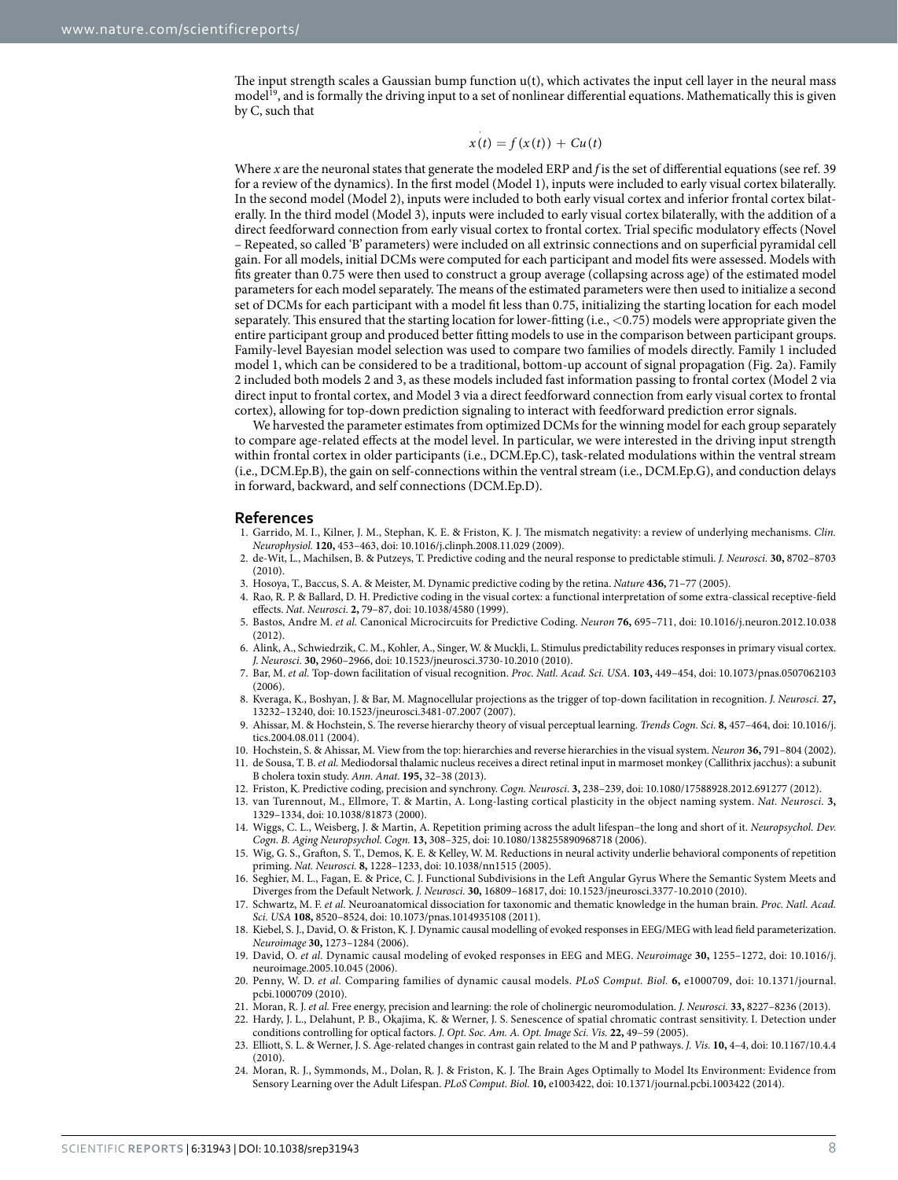The input strength scales a Gaussian bump function u(t), which activates the input cell layer in the neural mass model[19], and is formally the driving input to a set of nonlinear differential equations. Mathematically this is given by C, such that

$$\dot{x}(t) = f(x(t)) + Cu(t)$$

Where *x* are the neuronal states that generate the modeled ERP and *f* is the set of differential equations (see ref. 39 for a review of the dynamics). In the first model (Model 1), inputs were included to early visual cortex bilaterally. In the second model (Model 2), inputs were included to both early visual cortex and inferior frontal cortex bilaterally. In the third model (Model 3), inputs were included to early visual cortex bilaterally, with the addition of a direct feedforward connection from early visual cortex to frontal cortex. Trial specific modulatory effects (Novel – Repeated, so called 'B' parameters) were included on all extrinsic connections and on superficial pyramidal cell gain. For all models, initial DCMs were computed for each participant and model fits were assessed. Models with fits greater than 0.75 were then used to construct a group average (collapsing across age) of the estimated model parameters for each model separately. The means of the estimated parameters were then used to initialize a second set of DCMs for each participant with a model fit less than 0.75, initializing the starting location for each model separately. This ensured that the starting location for lower-fitting (i.e., <0.75) models were appropriate given the entire participant group and produced better fitting models to use in the comparison between participant groups. Family-level Bayesian model selection was used to compare two families of models directly. Family 1 included model 1, which can be considered to be a traditional, bottom-up account of signal propagation (Fig. 2a). Family 2 included both models 2 and 3, as these models included fast information passing to frontal cortex (Model 2 via direct input to frontal cortex, and Model 3 via a direct feedforward connection from early visual cortex to frontal cortex), allowing for top-down prediction signaling to interact with feedforward prediction error signals.

We harvested the parameter estimates from optimized DCMs for the winning model for each group separately to compare age-related effects at the model level. In particular, we were interested in the driving input strength within frontal cortex in older participants (i.e., DCM.Ep.C), task-related modulations within the ventral stream (i.e., DCM.Ep.B), the gain on self-connections within the ventral stream (i.e., DCM.Ep.G), and conduction delays in forward, backward, and self connections (DCM.Ep.D).

## References

1. Garrido, M. I., Kilner, J. M., Stephan, K. E. & Friston, K. J. The mismatch negativity: a review of underlying mechanisms. *Clin. Neurophysiol.* **120,** 453–463, doi: 10.1016/j.clinph.2008.11.029 (2009).
2. de-Wit, L., Machilsen, B. & Putzeys, T. Predictive coding and the neural response to predictable stimuli. *J. Neurosci.* **30,** 8702–8703 (2010).
3. Hosoya, T., Baccus, S. A. & Meister, M. Dynamic predictive coding by the retina. *Nature* **436,** 71–77 (2005).
4. Rao, R. P. & Ballard, D. H. Predictive coding in the visual cortex: a functional interpretation of some extra-classical receptive-field effects. *Nat. Neurosci.* **2,** 79–87, doi: 10.1038/4580 (1999).
5. Bastos, Andre M. *et al.* Canonical Microcircuits for Predictive Coding. *Neuron* **76,** 695–711, doi: 10.1016/j.neuron.2012.10.038 (2012).
6. Alink, A., Schwiedrzik, C. M., Kohler, A., Singer, W. & Muckli, L. Stimulus predictability reduces responses in primary visual cortex. *J. Neurosci.* **30,** 2960–2966, doi: 10.1523/jneurosci.3730-10.2010 (2010).
7. Bar, M. *et al.* Top-down facilitation of visual recognition. *Proc. Natl. Acad. Sci. USA.* **103,** 449–454, doi: 10.1073/pnas.0507062103 (2006).
8. Kveraga, K., Boshyan, J. & Bar, M. Magnocellular projections as the trigger of top-down facilitation in recognition. *J. Neurosci.* **27,** 13232–13240, doi: 10.1523/jneurosci.3481-07.2007 (2007).
9. Ahissar, M. & Hochstein, S. The reverse hierarchy theory of visual perceptual learning. *Trends Cogn. Sci.* **8,** 457–464, doi: 10.1016/j.tics.2004.08.011 (2004).
10. Hochstein, S. & Ahissar, M. View from the top: hierarchies and reverse hierarchies in the visual system. *Neuron* **36,** 791–804 (2002).
11. de Sousa, T. B. *et al.* Mediodorsal thalamic nucleus receives a direct retinal input in marmoset monkey (Callithrix jacchus): a subunit B cholera toxin study. *Ann. Anat.* **195,** 32–38 (2013).
12. Friston, K. Predictive coding, precision and synchrony. *Cogn. Neurosci.* **3,** 238–239, doi: 10.1080/17588928.2012.691277 (2012).
13. van Turennout, M., Ellmore, T. & Martin, A. Long-lasting cortical plasticity in the object naming system. *Nat. Neurosci.* **3,** 1329–1334, doi: 10.1038/81873 (2000).
14. Wiggs, C. L., Weisberg, J. & Martin, A. Repetition priming across the adult lifespan–the long and short of it. *Neuropsychol. Dev. Cogn. B. Aging Neuropsychol. Cogn.* **13,** 308–325, doi: 10.1080/138255890968718 (2006).
15. Wig, G. S., Grafton, S. T., Demos, K. E. & Kelley, W. M. Reductions in neural activity underlie behavioral components of repetition priming. *Nat. Neurosci.* **8,** 1228–1233, doi: 10.1038/nn1515 (2005).
16. Seghier, M. L., Fagan, E. & Price, C. J. Functional Subdivisions in the Left Angular Gyrus Where the Semantic System Meets and Diverges from the Default Network. *J. Neurosci.* **30,** 16809–16817, doi: 10.1523/jneurosci.3377-10.2010 (2010).
17. Schwartz, M. F. *et al.* Neuroanatomical dissociation for taxonomic and thematic knowledge in the human brain. *Proc. Natl. Acad. Sci. USA* **108,** 8520–8524, doi: 10.1073/pnas.1014935108 (2011).
18. Kiebel, S. J., David, O. & Friston, K. J. Dynamic causal modelling of evoked responses in EEG/MEG with lead field parameterization. *Neuroimage* **30,** 1273–1284 (2006).
19. David, O. *et al.* Dynamic causal modeling of evoked responses in EEG and MEG. *Neuroimage* **30,** 1255–1272, doi: 10.1016/j.neuroimage.2005.10.045 (2006).
20. Penny, W. D. *et al.* Comparing families of dynamic causal models. *PLoS Comput. Biol.* **6,** e1000709, doi: 10.1371/journal.pcbi.1000709 (2010).
21. Moran, R. J. *et al.* Free energy, precision and learning: the role of cholinergic neuromodulation. *J. Neurosci.* **33,** 8227–8236 (2013).
22. Hardy, J. L., Delahunt, P. B., Okajima, K. & Werner, J. S. Senescence of spatial chromatic contrast sensitivity. I. Detection under conditions controlling for optical factors. *J. Opt. Soc. Am. A. Opt. Image Sci. Vis.* **22,** 49–59 (2005).
23. Elliott, S. L. & Werner, J. S. Age-related changes in contrast gain related to the M and P pathways. *J. Vis.* **10,** 4–4, doi: 10.1167/10.4.4 (2010).
24. Moran, R. J., Symmonds, M., Dolan, R. J. & Friston, K. J. The Brain Ages Optimally to Model Its Environment: Evidence from Sensory Learning over the Adult Lifespan. *PLoS Comput. Biol.* **10,** e1003422, doi: 10.1371/journal.pcbi.1003422 (2014).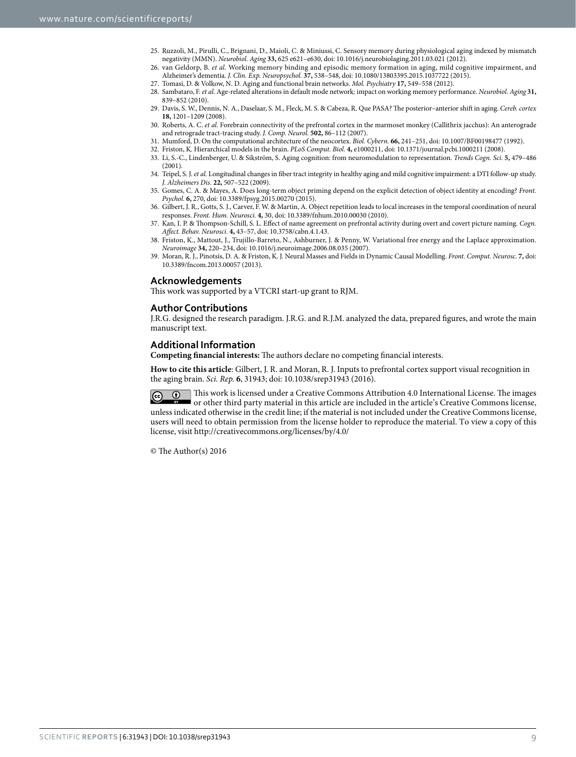25. Ruzzoli, M., Pirulli, C., Brignani, D., Maioli, C. & Miniussi, C. Sensory memory during physiological aging indexed by mismatch negativity (MMN). *Neurobiol. Aging* **33,** 625 e621–e630, doi: 10.1016/j.neurobiolaging.2011.03.021 (2012).
26. van Geldorp, B. *et al.* Working memory binding and episodic memory formation in aging, mild cognitive impairment, and Alzheimer's dementia. *J. Clin. Exp. Neuropsychol.* **37,** 538–548, doi: 10.1080/13803395.2015.1037722 (2015).
27. Tomasi, D. & Volkow, N. D. Aging and functional brain networks. *Mol. Psychiatry* **17,** 549–558 (2012).
28. Sambataro, F. *et al.* Age-related alterations in default mode network: impact on working memory performance. *Neurobiol. Aging* **31,** 839–852 (2010).
29. Davis, S. W., Dennis, N. A., Daselaar, S. M., Fleck, M. S. & Cabeza, R. Que PASA? The posterior–anterior shift in aging. *Cereb. cortex* **18,** 1201–1209 (2008).
30. Roberts, A. C. *et al.* Forebrain connectivity of the prefrontal cortex in the marmoset monkey (Callithrix jacchus): An anterograde and retrograde tract-tracing study. *J. Comp. Neurol.* **502,** 86–112 (2007).
31. Mumford, D. On the computational architecture of the neocortex. *Biol. Cybern.* **66,** 241–251, doi: 10.1007/BF00198477 (1992).
32. Friston, K. Hierarchical models in the brain. *PLoS Comput. Biol.* **4,** e1000211, doi: 10.1371/journal.pcbi.1000211 (2008).
33. Li, S.-C., Lindenberger, U. & Sikström, S. Aging cognition: from neuromodulation to representation. *Trends Cogn. Sci.* **5,** 479–486 (2001).
34. Teipel, S. J. *et al.* Longitudinal changes in fiber tract integrity in healthy aging and mild cognitive impairment: a DTI follow-up study. *J. Alzheimers Dis.* **22,** 507–522 (2009).
35. Gomes, C. A. & Mayes, A. Does long-term object priming depend on the explicit detection of object identity at encoding? *Front. Psychol.* **6,** 270, doi: 10.3389/fpsyg.2015.00270 (2015).
36. Gilbert, J. R., Gotts, S. J., Carver, F. W. & Martin, A. Object repetition leads to local increases in the temporal coordination of neural responses. *Front. Hum. Neurosci.* **4,** 30, doi: 10.3389/fnhum.2010.00030 (2010).
37. Kan, I. P. & Thompson-Schill, S. L. Effect of name agreement on prefrontal activity during overt and covert picture naming. *Cogn. Affect. Behav. Neurosci.* **4,** 43–57, doi: 10.3758/cabn.4.1.43.
38. Friston, K., Mattout, J., Trujillo-Barreto, N., Ashburner, J. & Penny, W. Variational free energy and the Laplace approximation. *Neuroimage* **34,** 220–234, doi: 10.1016/j.neuroimage.2006.08.035 (2007).
39. Moran, R. J., Pinotsis, D. A. & Friston, K. J. Neural Masses and Fields in Dynamic Causal Modelling. *Front. Comput. Neurosc.* **7,** doi: 10.3389/fncom.2013.00057 (2013).

## Acknowledgements

This work was supported by a VTCRI start-up grant to RJM.

## Author Contributions

J.R.G. designed the research paradigm. J.R.G. and R.J.M. analyzed the data, prepared figures, and wrote the main manuscript text.

## Additional Information

**Competing financial interests:** The authors declare no competing financial interests.

**How to cite this article**: Gilbert, J. R. and Moran, R. J. Inputs to prefrontal cortex support visual recognition in the aging brain. *Sci. Rep.* **6**, 31943; doi: 10.1038/srep31943 (2016).

This work is licensed under a Creative Commons Attribution 4.0 International License. The images or other third party material in this article are included in the article's Creative Commons license, unless indicated otherwise in the credit line; if the material is not included under the Creative Commons license, users will need to obtain permission from the license holder to reproduce the material. To view a copy of this license, visit http://creativecommons.org/licenses/by/4.0/

© The Author(s) 2016